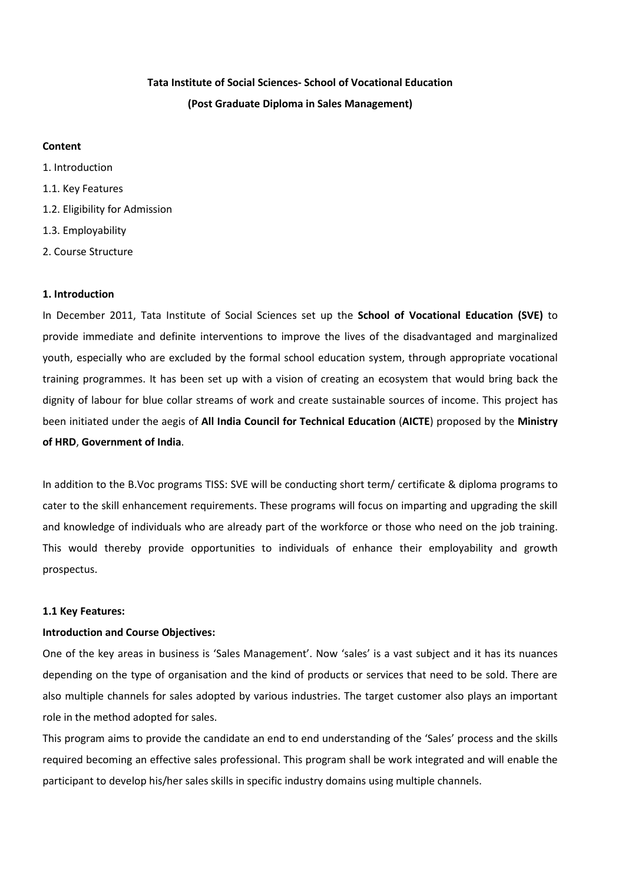**Tata Institute of Social Sciences- School of Vocational Education**

**(Post Graduate Diploma in Sales Management)**

**Content**

1. Introduction
1.1. Key Features
1.2. Eligibility for Admission
1.3. Employability
2. Course Structure

## 1. Introduction

In December 2011, Tata Institute of Social Sciences set up the **School of Vocational Education (SVE)** to provide immediate and definite interventions to improve the lives of the disadvantaged and marginalized youth, especially who are excluded by the formal school education system, through appropriate vocational training programmes. It has been set up with a vision of creating an ecosystem that would bring back the dignity of labour for blue collar streams of work and create sustainable sources of income. This project has been initiated under the aegis of **All India Council for Technical Education** (**AICTE**) proposed by the **Ministry of HRD**, **Government of India**.

In addition to the B.Voc programs TISS: SVE will be conducting short term/ certificate & diploma programs to cater to the skill enhancement requirements. These programs will focus on imparting and upgrading the skill and knowledge of individuals who are already part of the workforce or those who need on the job training. This would thereby provide opportunities to individuals of enhance their employability and growth prospectus.

### 1.1 Key Features:

**Introduction and Course Objectives:**

One of the key areas in business is 'Sales Management'. Now 'sales' is a vast subject and it has its nuances depending on the type of organisation and the kind of products or services that need to be sold. There are also multiple channels for sales adopted by various industries. The target customer also plays an important role in the method adopted for sales.

This program aims to provide the candidate an end to end understanding of the 'Sales' process and the skills required becoming an effective sales professional. This program shall be work integrated and will enable the participant to develop his/her sales skills in specific industry domains using multiple channels.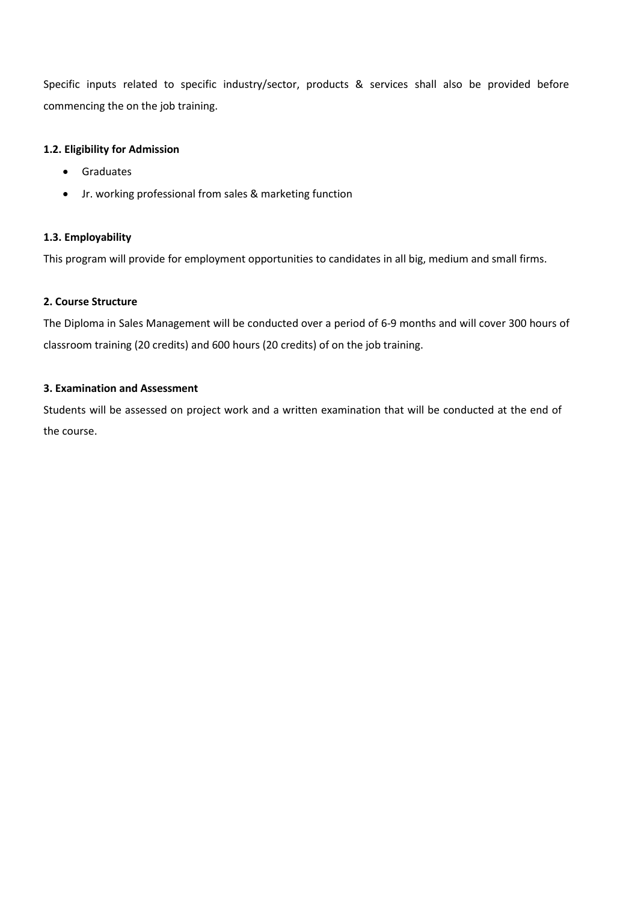Specific inputs related to specific industry/sector, products & services shall also be provided before commencing the on the job training.

### 1.2. Eligibility for Admission

- Graduates
- Jr. working professional from sales & marketing function

### 1.3. Employability

This program will provide for employment opportunities to candidates in all big, medium and small firms.

## 2. Course Structure

The Diploma in Sales Management will be conducted over a period of 6-9 months and will cover 300 hours of classroom training (20 credits) and 600 hours (20 credits) of on the job training.

## 3. Examination and Assessment

Students will be assessed on project work and a written examination that will be conducted at the end of the course.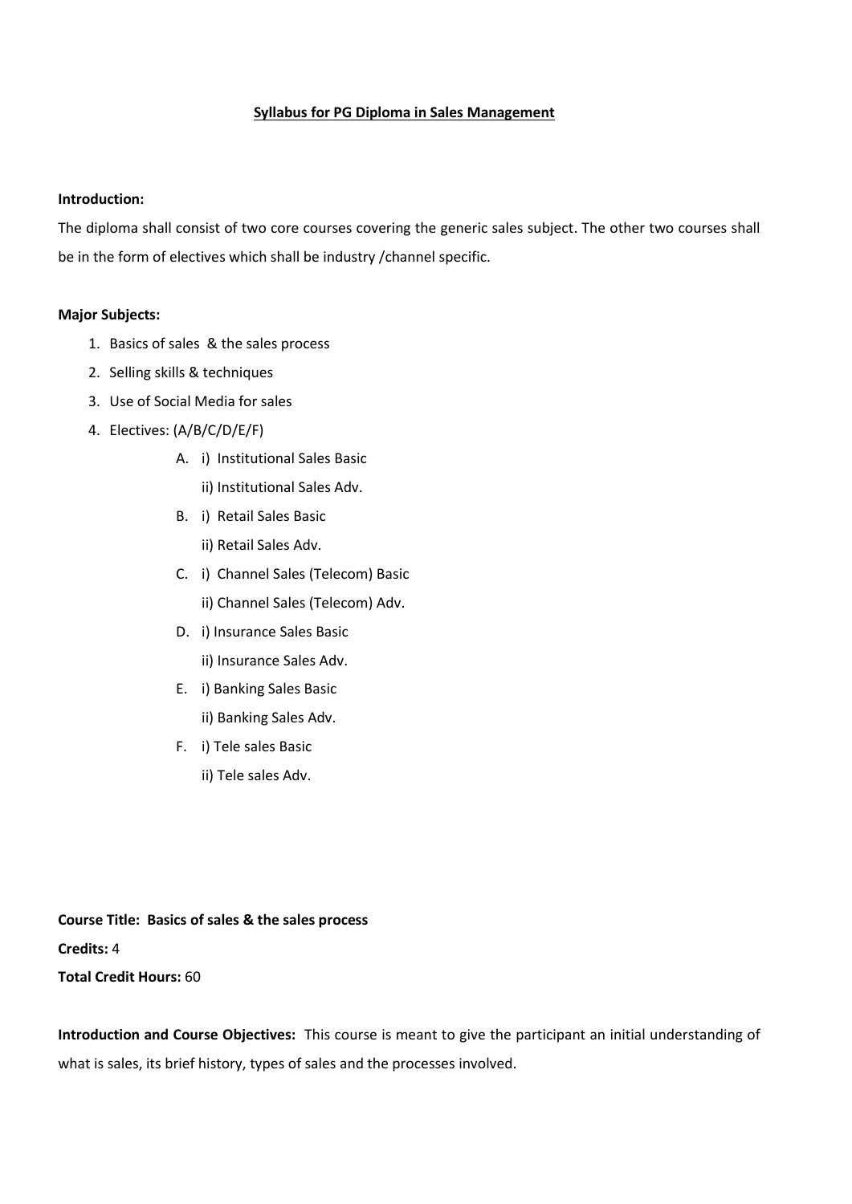# Syllabus for PG Diploma in Sales Management

**Introduction:**

The diploma shall consist of two core courses covering the generic sales subject. The other two courses shall be in the form of electives which shall be industry /channel specific.

**Major Subjects:**

1. Basics of sales & the sales process
2. Selling skills & techniques
3. Use of Social Media for sales
4. Electives: (A/B/C/D/E/F)
   - A. i) Institutional Sales Basic
     ii) Institutional Sales Adv.
   - B. i) Retail Sales Basic
     ii) Retail Sales Adv.
   - C. i) Channel Sales (Telecom) Basic
     ii) Channel Sales (Telecom) Adv.
   - D. i) Insurance Sales Basic
     ii) Insurance Sales Adv.
   - E. i) Banking Sales Basic
     ii) Banking Sales Adv.
   - F. i) Tele sales Basic
     ii) Tele sales Adv.

**Course Title: Basics of sales & the sales process**

**Credits:** 4

**Total Credit Hours:** 60

**Introduction and Course Objectives:** This course is meant to give the participant an initial understanding of what is sales, its brief history, types of sales and the processes involved.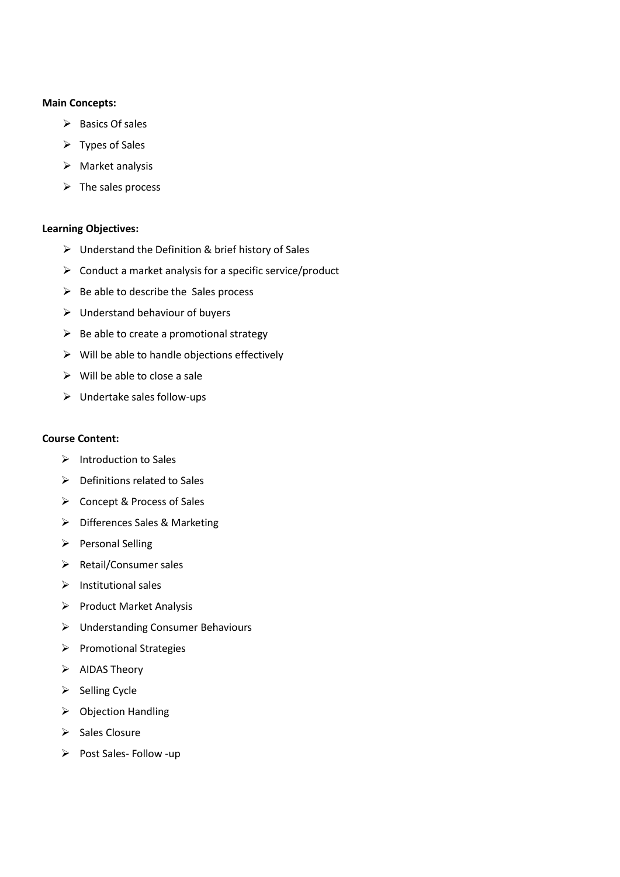**Main Concepts:**

- Basics Of sales
- Types of Sales
- Market analysis
- The sales process

**Learning Objectives:**

- Understand the Definition & brief history of Sales
- Conduct a market analysis for a specific service/product
- Be able to describe the Sales process
- Understand behaviour of buyers
- Be able to create a promotional strategy
- Will be able to handle objections effectively
- Will be able to close a sale
- Undertake sales follow-ups

**Course Content:**

- Introduction to Sales
- Definitions related to Sales
- Concept & Process of Sales
- Differences Sales & Marketing
- Personal Selling
- Retail/Consumer sales
- Institutional sales
- Product Market Analysis
- Understanding Consumer Behaviours
- Promotional Strategies
- AIDAS Theory
- Selling Cycle
- Objection Handling
- Sales Closure
- Post Sales- Follow -up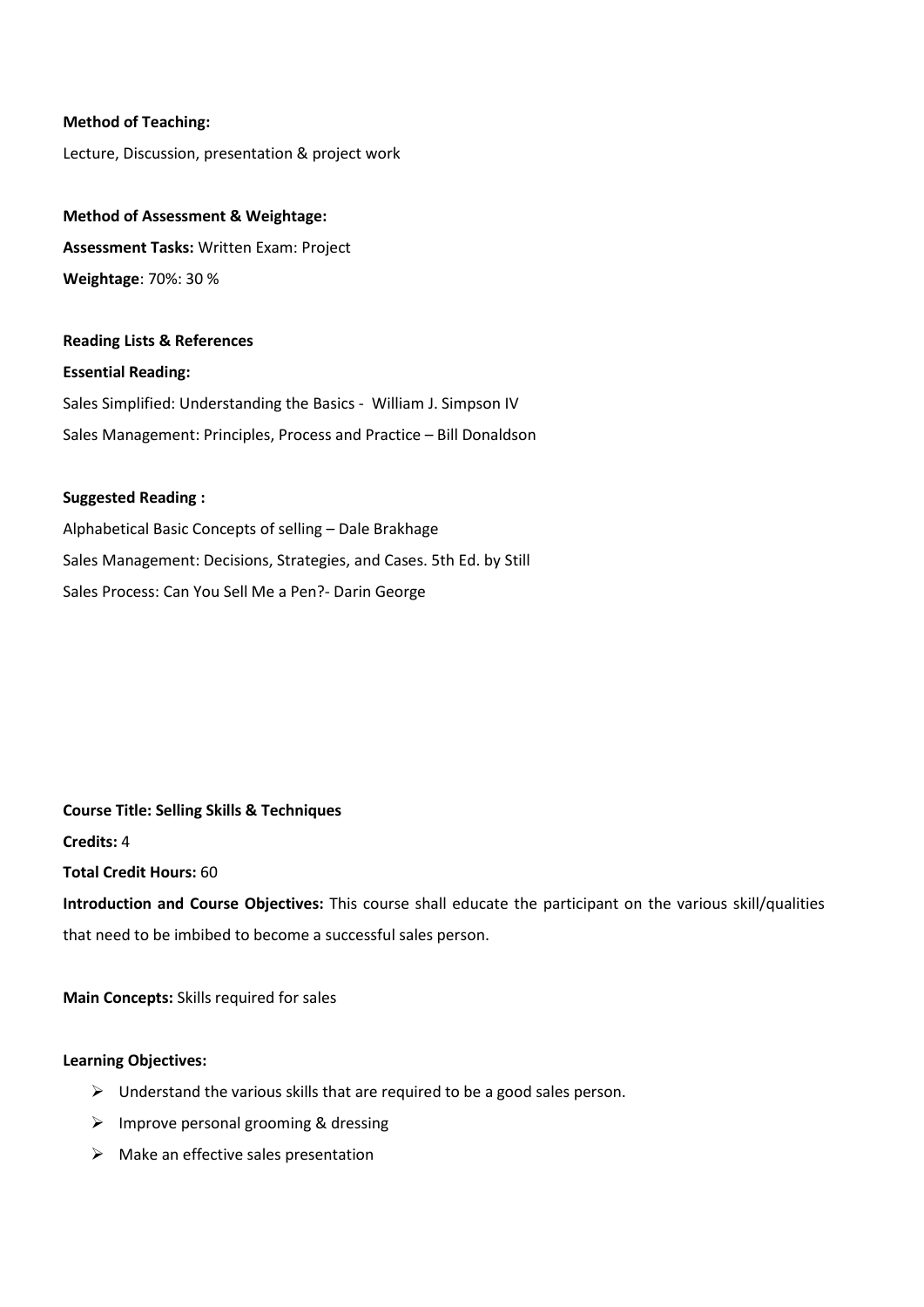**Method of Teaching:**

Lecture, Discussion, presentation & project work

**Method of Assessment & Weightage:**

**Assessment Tasks:** Written Exam: Project

**Weightage**: 70%: 30 %

**Reading Lists & References**

**Essential Reading:**

Sales Simplified: Understanding the Basics - William J. Simpson IV

Sales Management: Principles, Process and Practice – Bill Donaldson

**Suggested Reading :**

Alphabetical Basic Concepts of selling – Dale Brakhage

Sales Management: Decisions, Strategies, and Cases. 5th Ed. by Still

Sales Process: Can You Sell Me a Pen?- Darin George

**Course Title: Selling Skills & Techniques**

**Credits:** 4

**Total Credit Hours:** 60

**Introduction and Course Objectives:** This course shall educate the participant on the various skill/qualities that need to be imbibed to become a successful sales person.

**Main Concepts:** Skills required for sales

**Learning Objectives:**

- Understand the various skills that are required to be a good sales person.
- Improve personal grooming & dressing
- Make an effective sales presentation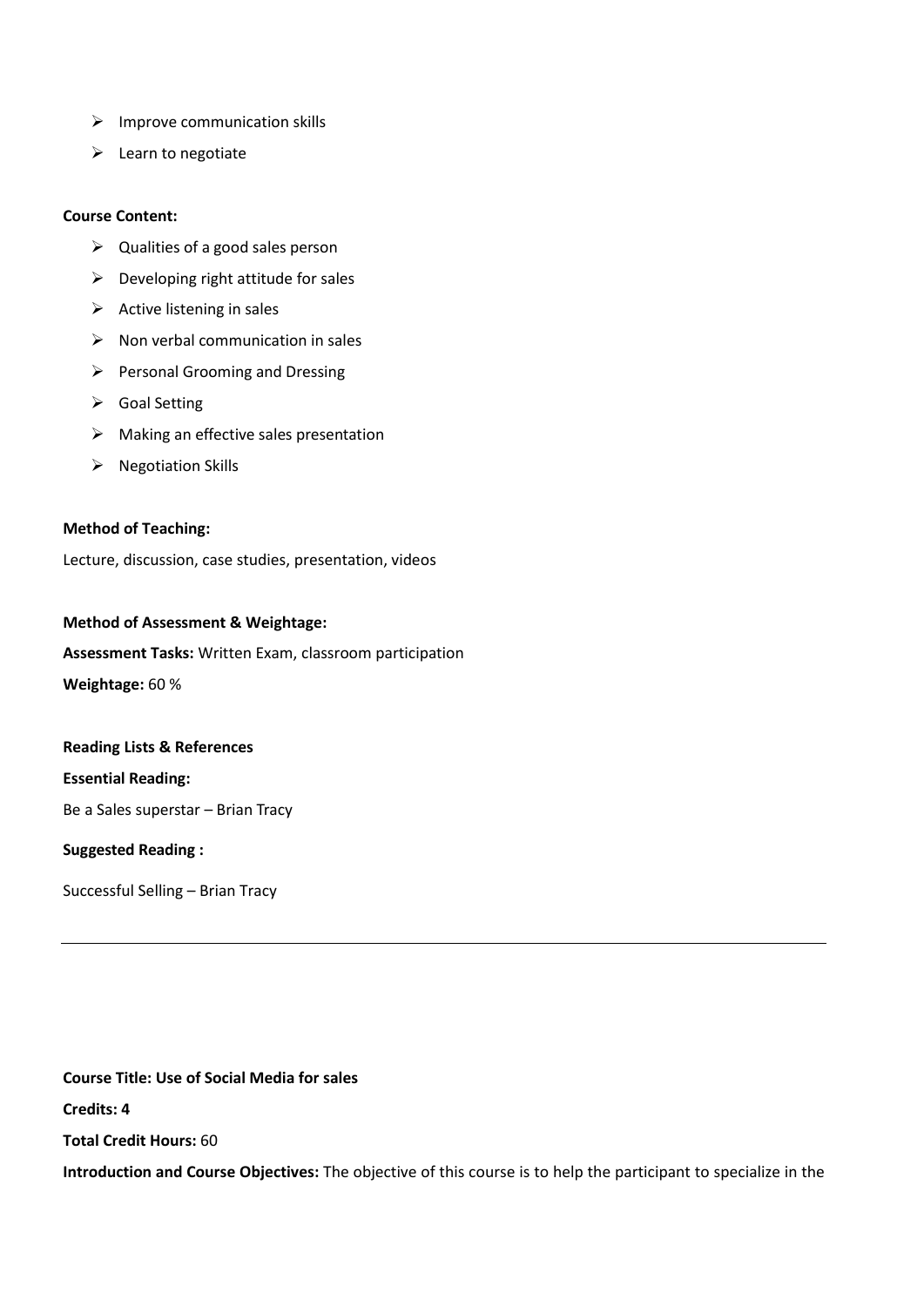- Improve communication skills
- Learn to negotiate

**Course Content:**

- Qualities of a good sales person
- Developing right attitude for sales
- Active listening in sales
- Non verbal communication in sales
- Personal Grooming and Dressing
- Goal Setting
- Making an effective sales presentation
- Negotiation Skills

**Method of Teaching:**

Lecture, discussion, case studies, presentation, videos

**Method of Assessment & Weightage:**

**Assessment Tasks:** Written Exam, classroom participation

**Weightage:** 60 %

**Reading Lists & References**

**Essential Reading:**

Be a Sales superstar – Brian Tracy

**Suggested Reading :**

Successful Selling – Brian Tracy

---

**Course Title: Use of Social Media for sales**

**Credits: 4**

**Total Credit Hours:** 60

**Introduction and Course Objectives:** The objective of this course is to help the participant to specialize in the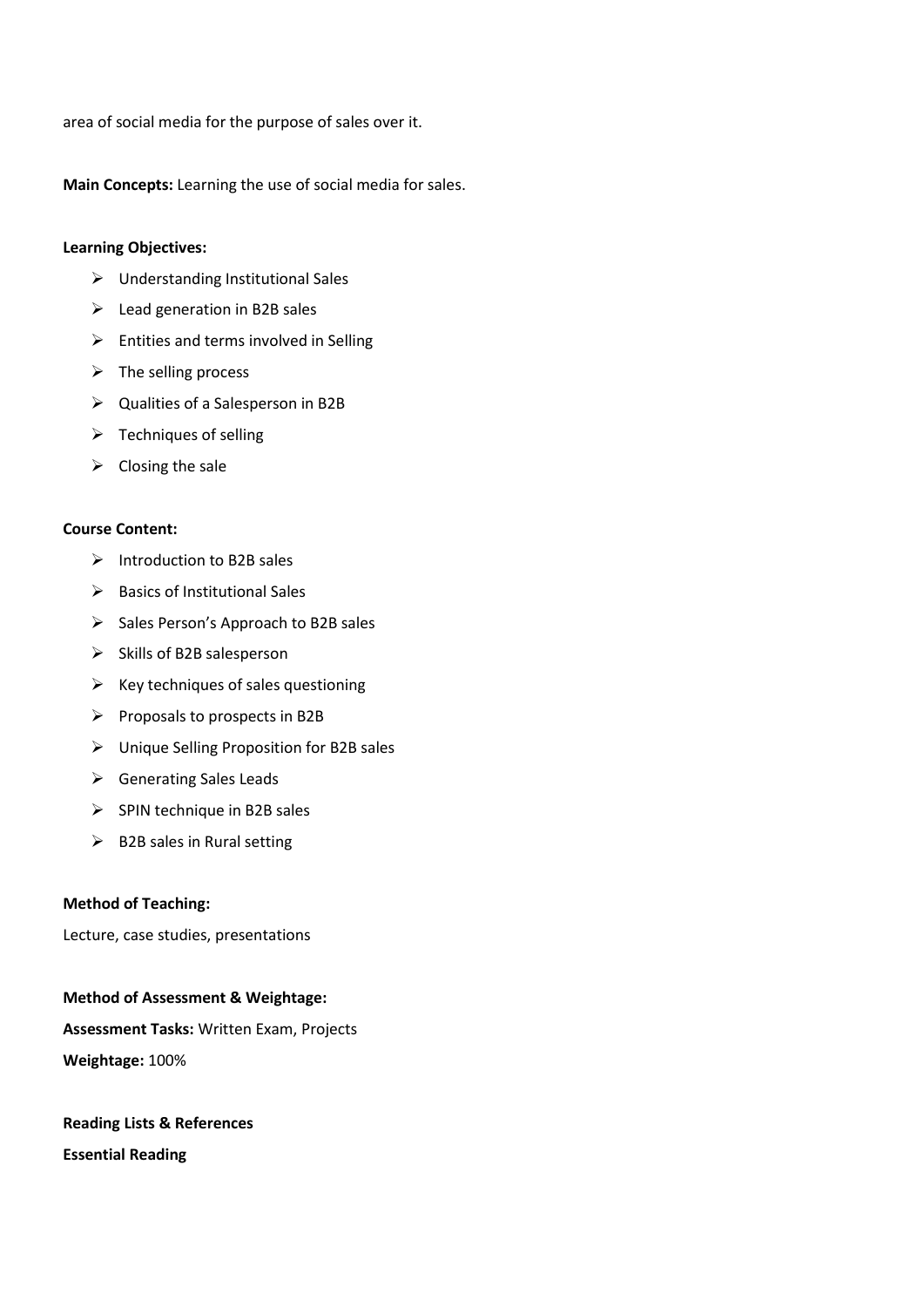area of social media for the purpose of sales over it.

**Main Concepts:** Learning the use of social media for sales.

**Learning Objectives:**

- Understanding Institutional Sales
- Lead generation in B2B sales
- Entities and terms involved in Selling
- The selling process
- Qualities of a Salesperson in B2B
- Techniques of selling
- Closing the sale

**Course Content:**

- Introduction to B2B sales
- Basics of Institutional Sales
- Sales Person's Approach to B2B sales
- Skills of B2B salesperson
- Key techniques of sales questioning
- Proposals to prospects in B2B
- Unique Selling Proposition for B2B sales
- Generating Sales Leads
- SPIN technique in B2B sales
- B2B sales in Rural setting

**Method of Teaching:**

Lecture, case studies, presentations

**Method of Assessment & Weightage:**

**Assessment Tasks:** Written Exam, Projects

**Weightage:** 100%

**Reading Lists & References**

**Essential Reading**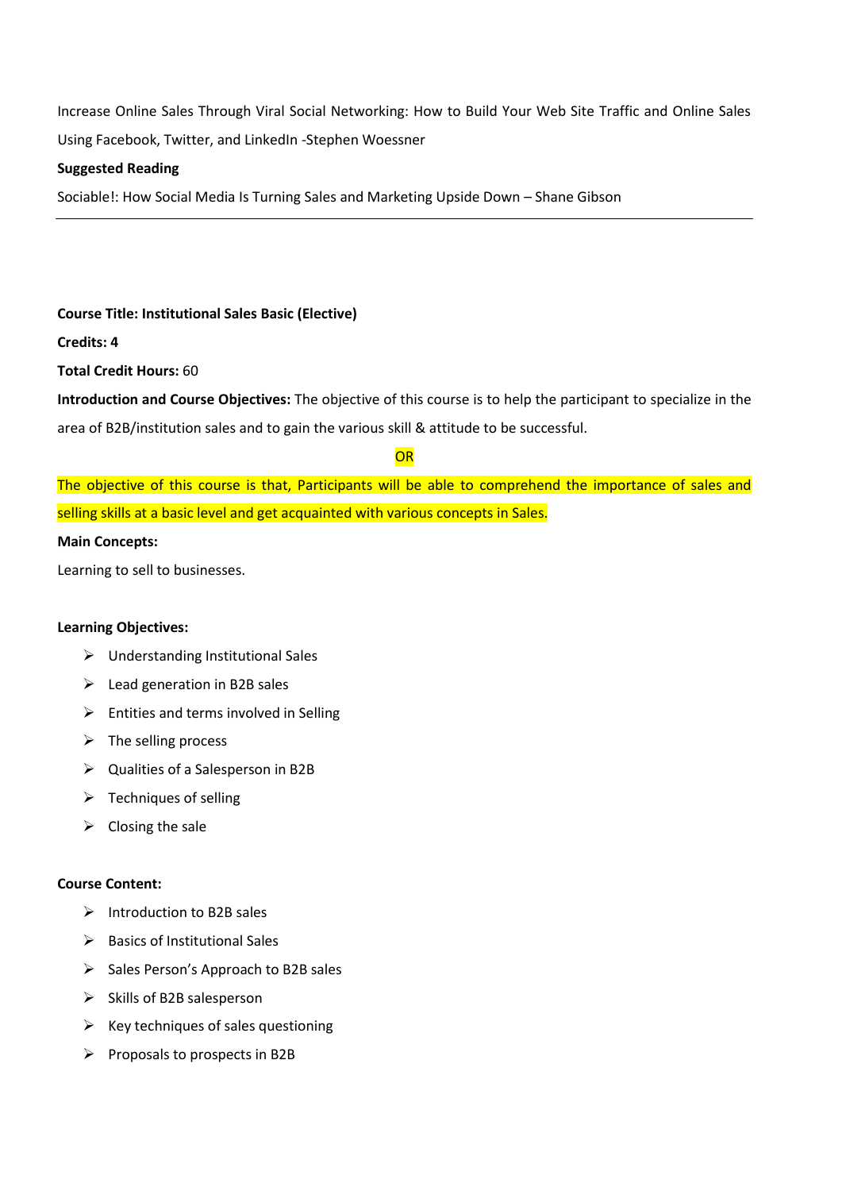Increase Online Sales Through Viral Social Networking: How to Build Your Web Site Traffic and Online Sales Using Facebook, Twitter, and LinkedIn -Stephen Woessner

**Suggested Reading**

Sociable!: How Social Media Is Turning Sales and Marketing Upside Down – Shane Gibson

---

**Course Title: Institutional Sales Basic (Elective)**

**Credits: 4**

**Total Credit Hours:** 60

**Introduction and Course Objectives:** The objective of this course is to help the participant to specialize in the area of B2B/institution sales and to gain the various skill & attitude to be successful.

OR

The objective of this course is that, Participants will be able to comprehend the importance of sales and selling skills at a basic level and get acquainted with various concepts in Sales.

**Main Concepts:**

Learning to sell to businesses.

**Learning Objectives:**

- Understanding Institutional Sales
- Lead generation in B2B sales
- Entities and terms involved in Selling
- The selling process
- Qualities of a Salesperson in B2B
- Techniques of selling
- Closing the sale

**Course Content:**

- Introduction to B2B sales
- Basics of Institutional Sales
- Sales Person's Approach to B2B sales
- Skills of B2B salesperson
- Key techniques of sales questioning
- Proposals to prospects in B2B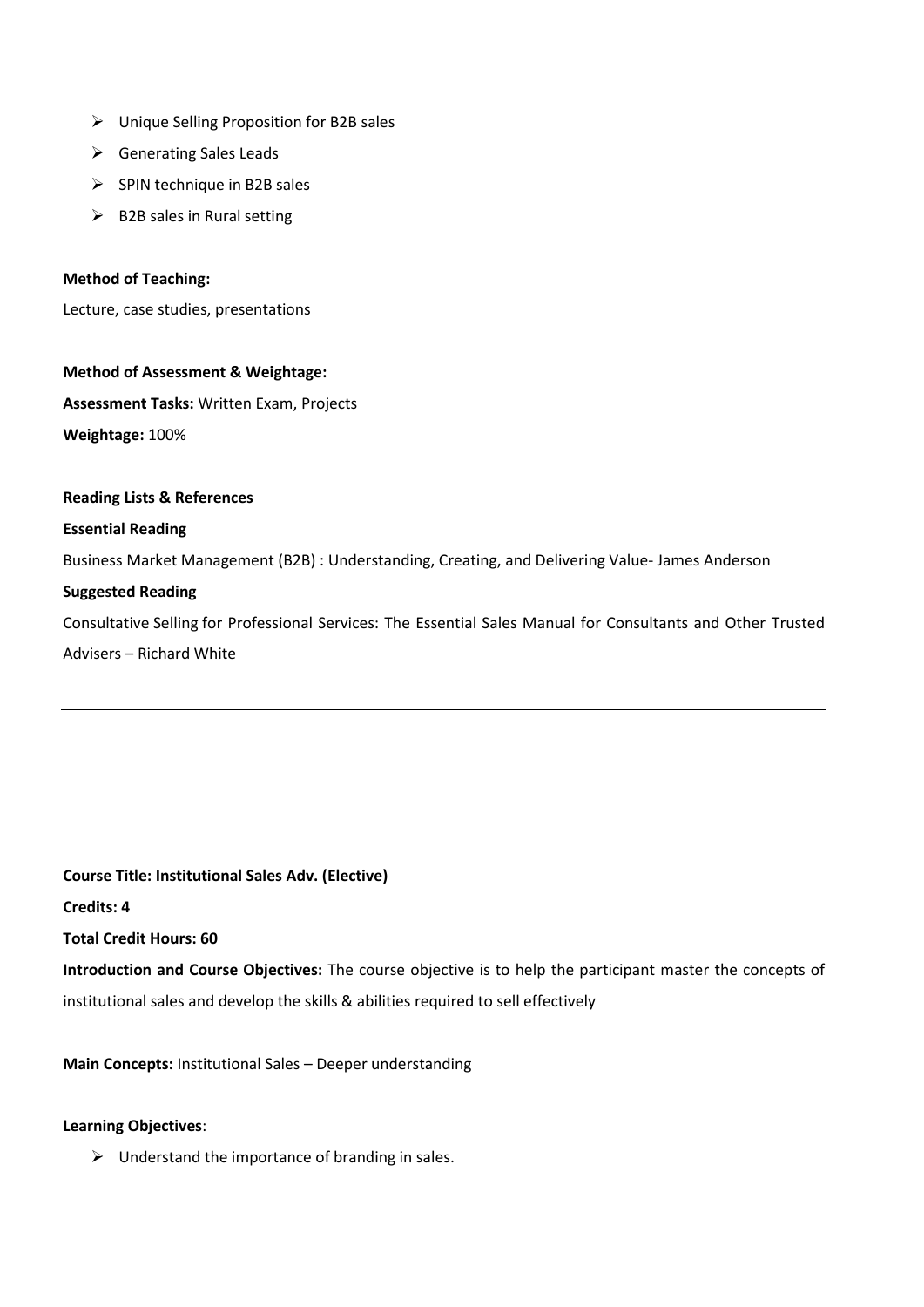- Unique Selling Proposition for B2B sales
- Generating Sales Leads
- SPIN technique in B2B sales
- B2B sales in Rural setting

**Method of Teaching:**

Lecture, case studies, presentations

**Method of Assessment & Weightage:**

**Assessment Tasks:** Written Exam, Projects

**Weightage:** 100%

**Reading Lists & References**

**Essential Reading**

Business Market Management (B2B) : Understanding, Creating, and Delivering Value- James Anderson

**Suggested Reading**

Consultative Selling for Professional Services: The Essential Sales Manual for Consultants and Other Trusted Advisers – Richard White

---

**Course Title: Institutional Sales Adv. (Elective)**

**Credits: 4**

**Total Credit Hours: 60**

**Introduction and Course Objectives:** The course objective is to help the participant master the concepts of institutional sales and develop the skills & abilities required to sell effectively

**Main Concepts:** Institutional Sales – Deeper understanding

**Learning Objectives**:

- Understand the importance of branding in sales.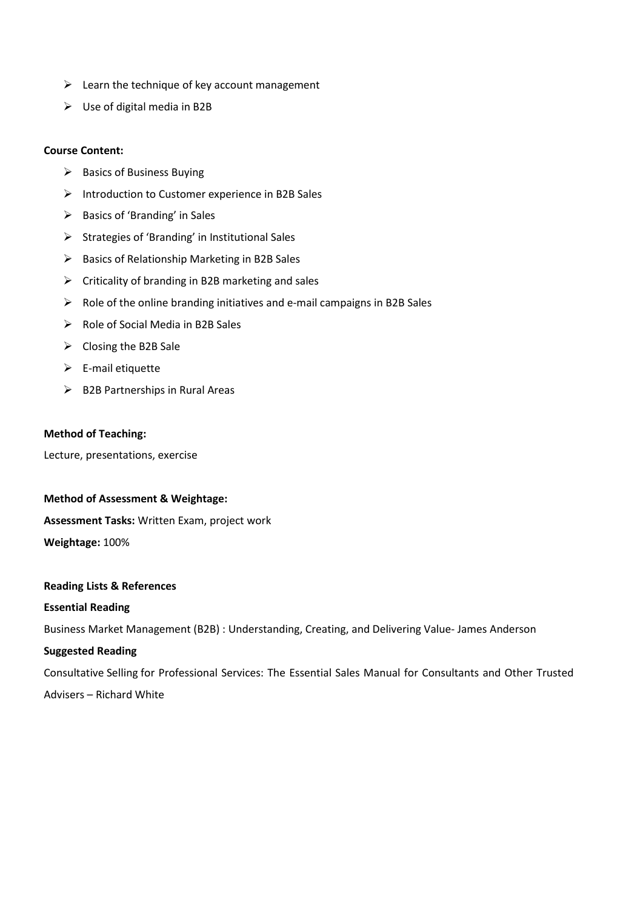- Learn the technique of key account management
- Use of digital media in B2B

**Course Content:**

- Basics of Business Buying
- Introduction to Customer experience in B2B Sales
- Basics of 'Branding' in Sales
- Strategies of 'Branding' in Institutional Sales
- Basics of Relationship Marketing in B2B Sales
- Criticality of branding in B2B marketing and sales
- Role of the online branding initiatives and e-mail campaigns in B2B Sales
- Role of Social Media in B2B Sales
- Closing the B2B Sale
- E-mail etiquette
- B2B Partnerships in Rural Areas

**Method of Teaching:**

Lecture, presentations, exercise

**Method of Assessment & Weightage:**

**Assessment Tasks:** Written Exam, project work

**Weightage:** 100%

**Reading Lists & References**

**Essential Reading**

Business Market Management (B2B) : Understanding, Creating, and Delivering Value- James Anderson

**Suggested Reading**

Consultative Selling for Professional Services: The Essential Sales Manual for Consultants and Other Trusted Advisers – Richard White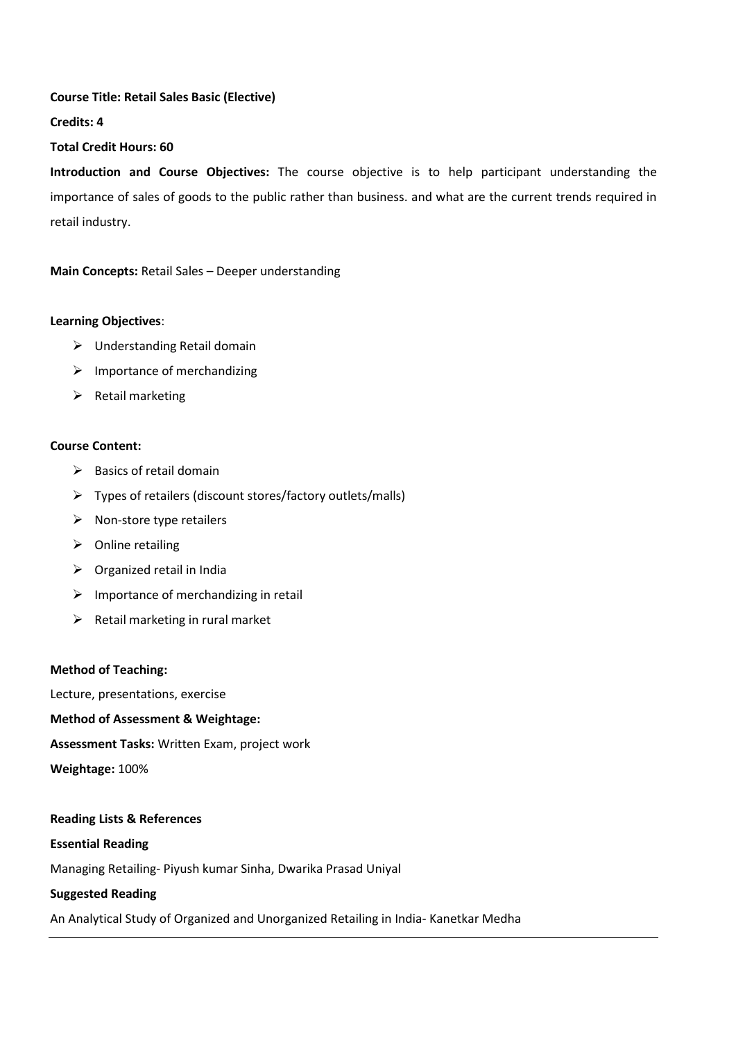**Course Title: Retail Sales Basic (Elective)**

**Credits: 4**

**Total Credit Hours: 60**

**Introduction and Course Objectives:** The course objective is to help participant understanding the importance of sales of goods to the public rather than business. and what are the current trends required in retail industry.

**Main Concepts:** Retail Sales – Deeper understanding

**Learning Objectives**:

- Understanding Retail domain
- Importance of merchandizing
- Retail marketing

**Course Content:**

- Basics of retail domain
- Types of retailers (discount stores/factory outlets/malls)
- Non-store type retailers
- Online retailing
- Organized retail in India
- Importance of merchandizing in retail
- Retail marketing in rural market

**Method of Teaching:**

Lecture, presentations, exercise

**Method of Assessment & Weightage:**

**Assessment Tasks:** Written Exam, project work

**Weightage:** 100%

**Reading Lists & References**

**Essential Reading**

Managing Retailing- Piyush kumar Sinha, Dwarika Prasad Uniyal

**Suggested Reading**

An Analytical Study of Organized and Unorganized Retailing in India- Kanetkar Medha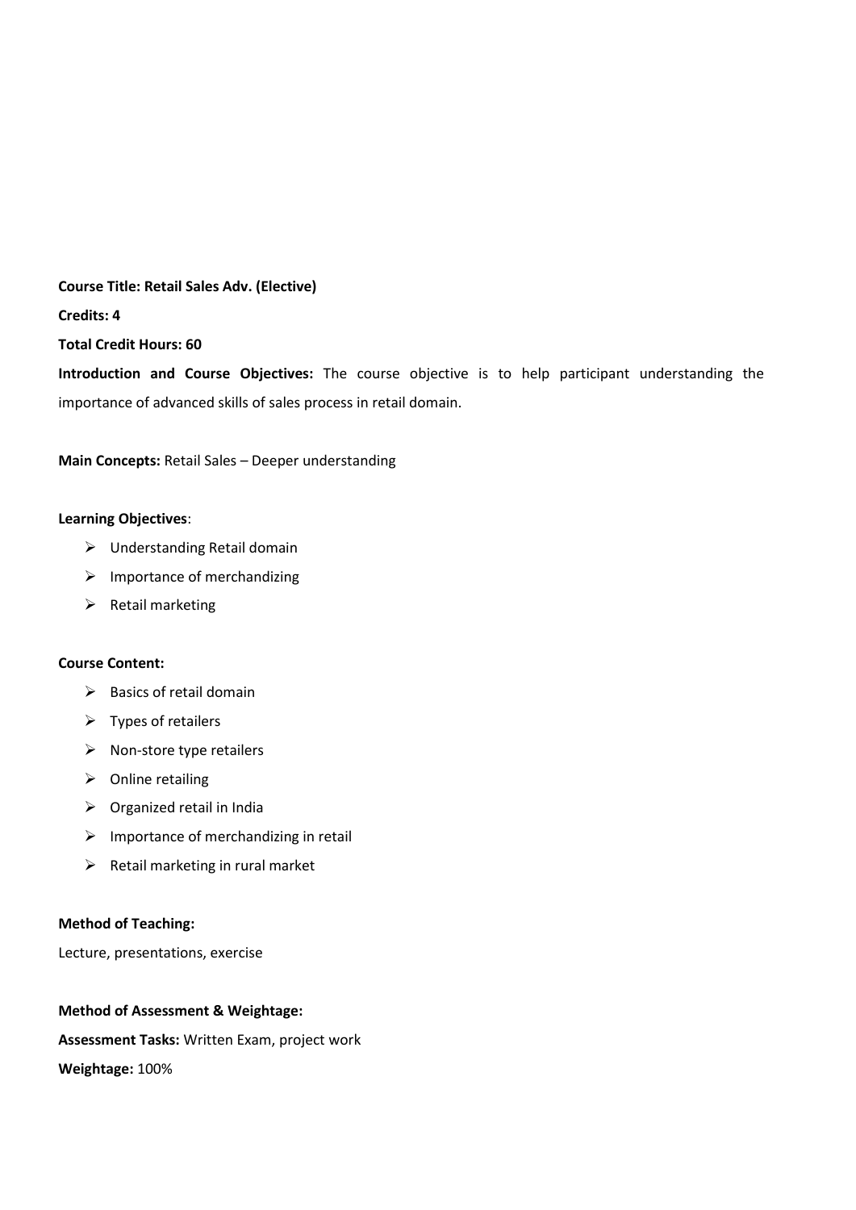**Course Title: Retail Sales Adv. (Elective)**

**Credits: 4**

**Total Credit Hours: 60**

**Introduction and Course Objectives:** The course objective is to help participant understanding the importance of advanced skills of sales process in retail domain.

**Main Concepts:** Retail Sales – Deeper understanding

**Learning Objectives**:

- Understanding Retail domain
- Importance of merchandizing
- Retail marketing

**Course Content:**

- Basics of retail domain
- Types of retailers
- Non-store type retailers
- Online retailing
- Organized retail in India
- Importance of merchandizing in retail
- Retail marketing in rural market

**Method of Teaching:**

Lecture, presentations, exercise

**Method of Assessment & Weightage:**

**Assessment Tasks:** Written Exam, project work

**Weightage:** 100%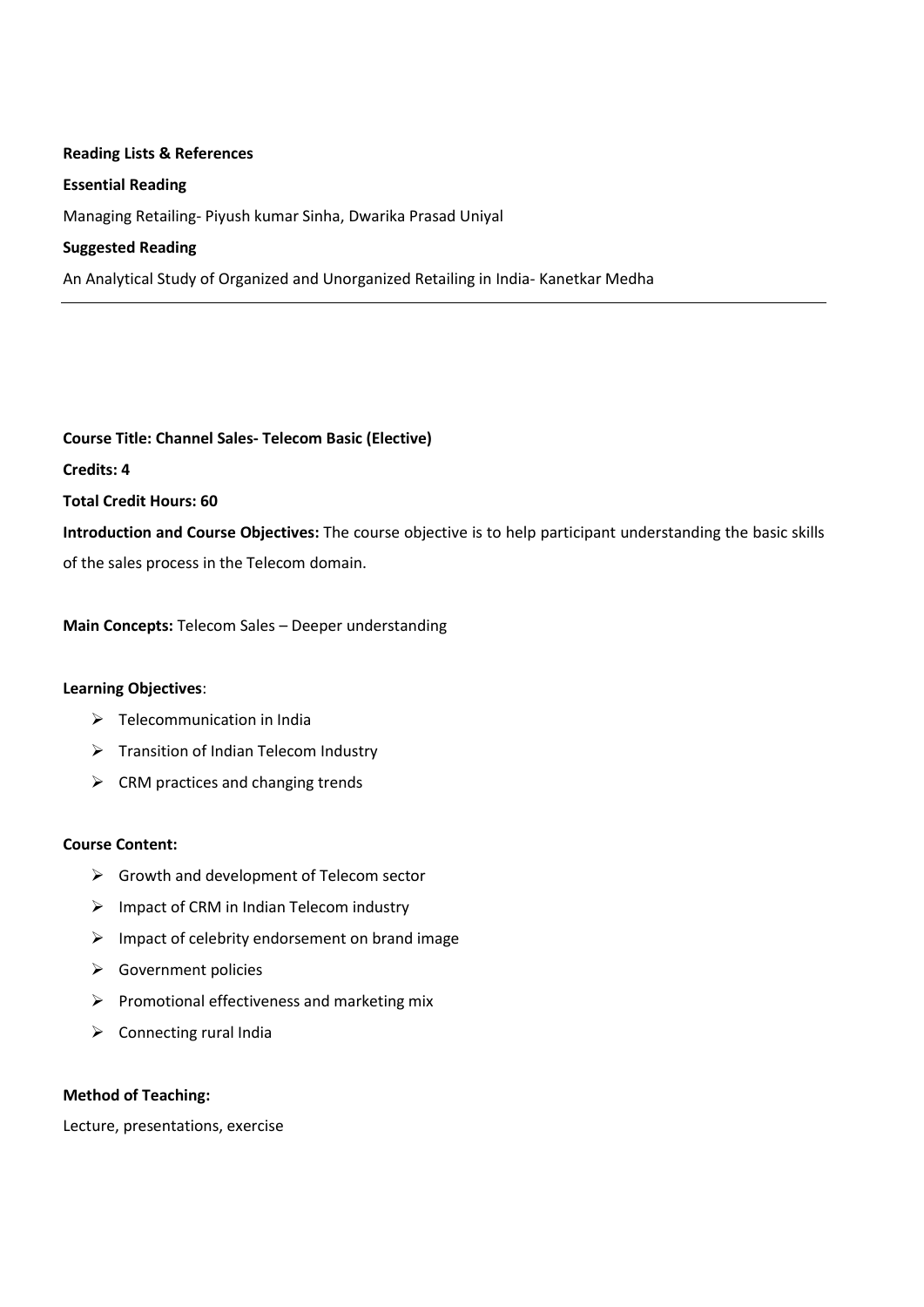**Reading Lists & References**

**Essential Reading**

Managing Retailing- Piyush kumar Sinha, Dwarika Prasad Uniyal

**Suggested Reading**

An Analytical Study of Organized and Unorganized Retailing in India- Kanetkar Medha

---

**Course Title: Channel Sales- Telecom Basic (Elective)**

**Credits: 4**

**Total Credit Hours: 60**

**Introduction and Course Objectives:** The course objective is to help participant understanding the basic skills of the sales process in the Telecom domain.

**Main Concepts:** Telecom Sales – Deeper understanding

**Learning Objectives**:

- Telecommunication in India
- Transition of Indian Telecom Industry
- CRM practices and changing trends

**Course Content:**

- Growth and development of Telecom sector
- Impact of CRM in Indian Telecom industry
- Impact of celebrity endorsement on brand image
- Government policies
- Promotional effectiveness and marketing mix
- Connecting rural India

**Method of Teaching:**

Lecture, presentations, exercise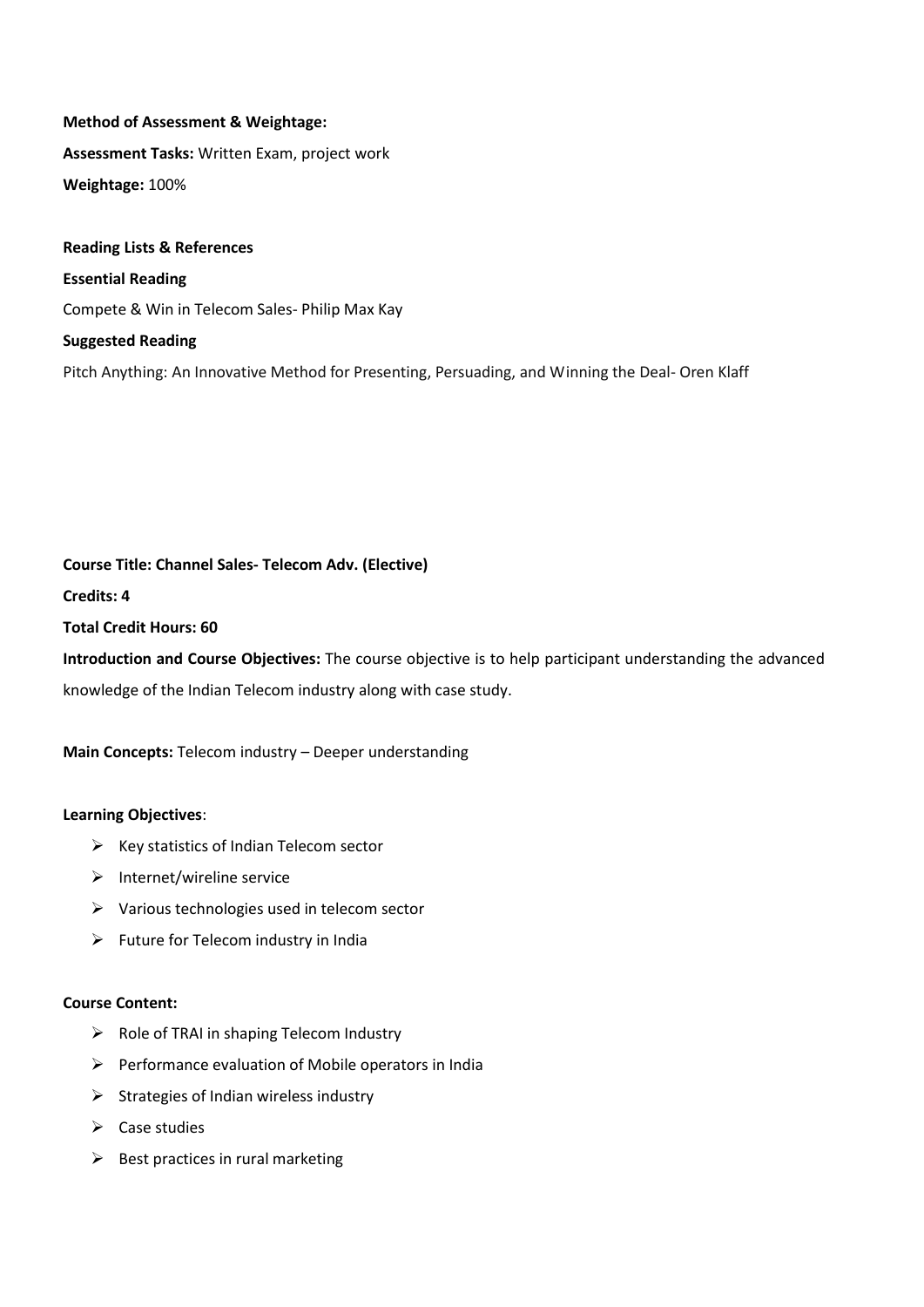**Method of Assessment & Weightage:**

**Assessment Tasks:** Written Exam, project work

**Weightage:** 100%

**Reading Lists & References**

**Essential Reading**

Compete & Win in Telecom Sales- Philip Max Kay

**Suggested Reading**

Pitch Anything: An Innovative Method for Presenting, Persuading, and Winning the Deal- Oren Klaff

**Course Title: Channel Sales- Telecom Adv. (Elective)**

**Credits: 4**

**Total Credit Hours: 60**

**Introduction and Course Objectives:** The course objective is to help participant understanding the advanced knowledge of the Indian Telecom industry along with case study.

**Main Concepts:** Telecom industry – Deeper understanding

**Learning Objectives**:

- Key statistics of Indian Telecom sector
- Internet/wireline service
- Various technologies used in telecom sector
- Future for Telecom industry in India

**Course Content:**

- Role of TRAI in shaping Telecom Industry
- Performance evaluation of Mobile operators in India
- Strategies of Indian wireless industry
- Case studies
- Best practices in rural marketing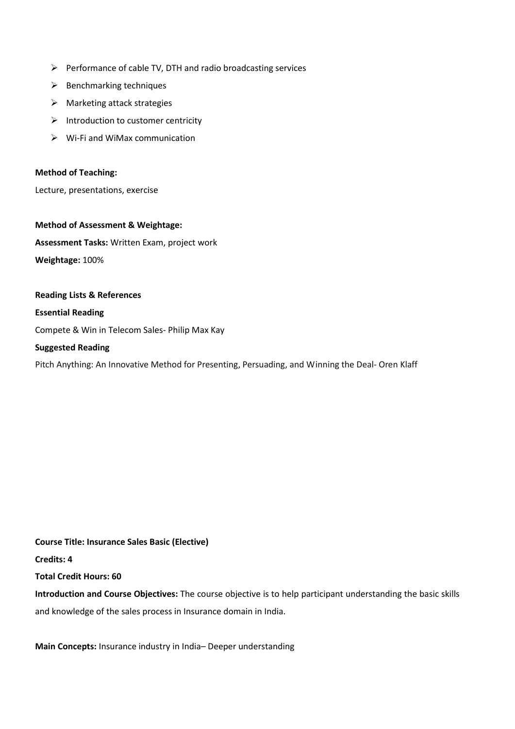- Performance of cable TV, DTH and radio broadcasting services
- Benchmarking techniques
- Marketing attack strategies
- Introduction to customer centricity
- Wi-Fi and WiMax communication

**Method of Teaching:**

Lecture, presentations, exercise

**Method of Assessment & Weightage:**

**Assessment Tasks:** Written Exam, project work

**Weightage:** 100%

**Reading Lists & References**

**Essential Reading**

Compete & Win in Telecom Sales- Philip Max Kay

**Suggested Reading**

Pitch Anything: An Innovative Method for Presenting, Persuading, and Winning the Deal- Oren Klaff

**Course Title: Insurance Sales Basic (Elective)**

**Credits: 4**

**Total Credit Hours: 60**

**Introduction and Course Objectives:** The course objective is to help participant understanding the basic skills and knowledge of the sales process in Insurance domain in India.

**Main Concepts:** Insurance industry in India– Deeper understanding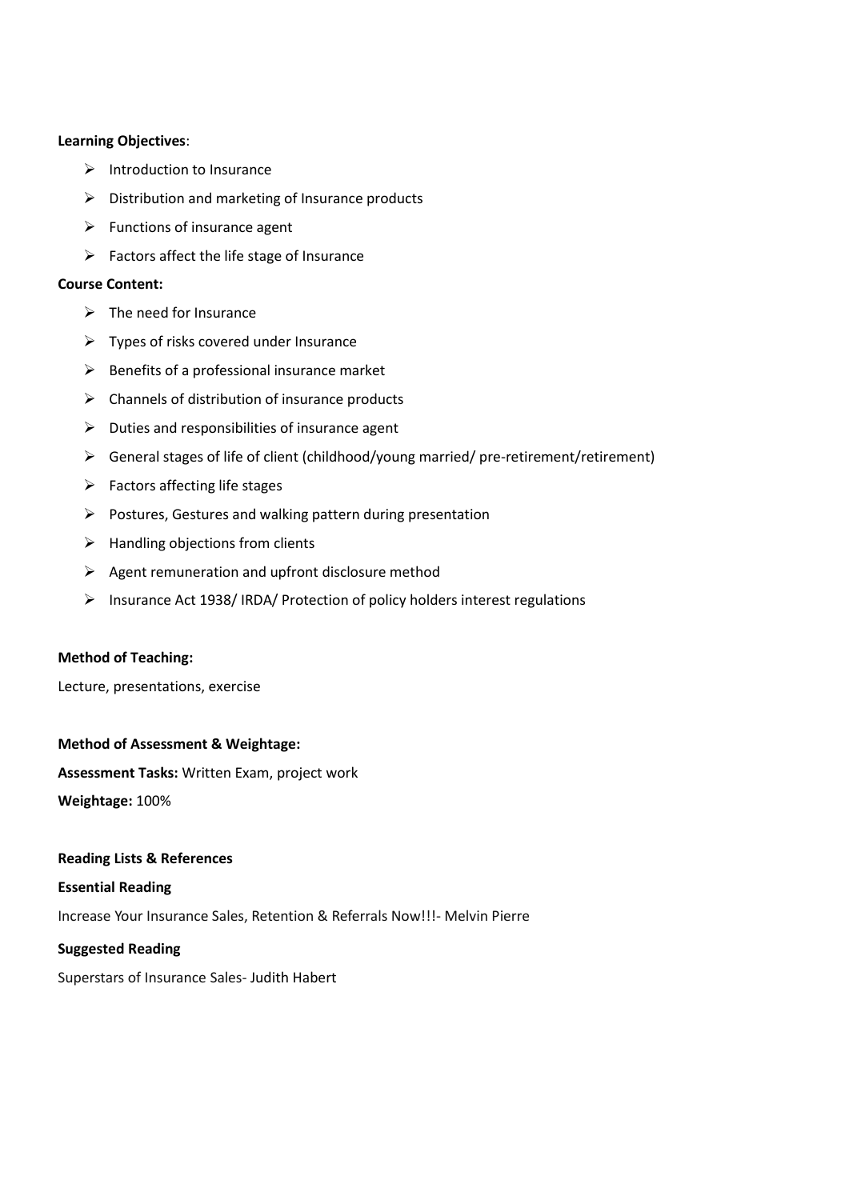**Learning Objectives**:

- Introduction to Insurance
- Distribution and marketing of Insurance products
- Functions of insurance agent
- Factors affect the life stage of Insurance

**Course Content:**

- The need for Insurance
- Types of risks covered under Insurance
- Benefits of a professional insurance market
- Channels of distribution of insurance products
- Duties and responsibilities of insurance agent
- General stages of life of client (childhood/young married/ pre-retirement/retirement)
- Factors affecting life stages
- Postures, Gestures and walking pattern during presentation
- Handling objections from clients
- Agent remuneration and upfront disclosure method
- Insurance Act 1938/ IRDA/ Protection of policy holders interest regulations

**Method of Teaching:**

Lecture, presentations, exercise

**Method of Assessment & Weightage:**

**Assessment Tasks:** Written Exam, project work

**Weightage:** 100%

**Reading Lists & References**

**Essential Reading**

Increase Your Insurance Sales, Retention & Referrals Now!!!- Melvin Pierre

**Suggested Reading**

Superstars of Insurance Sales- Judith Habert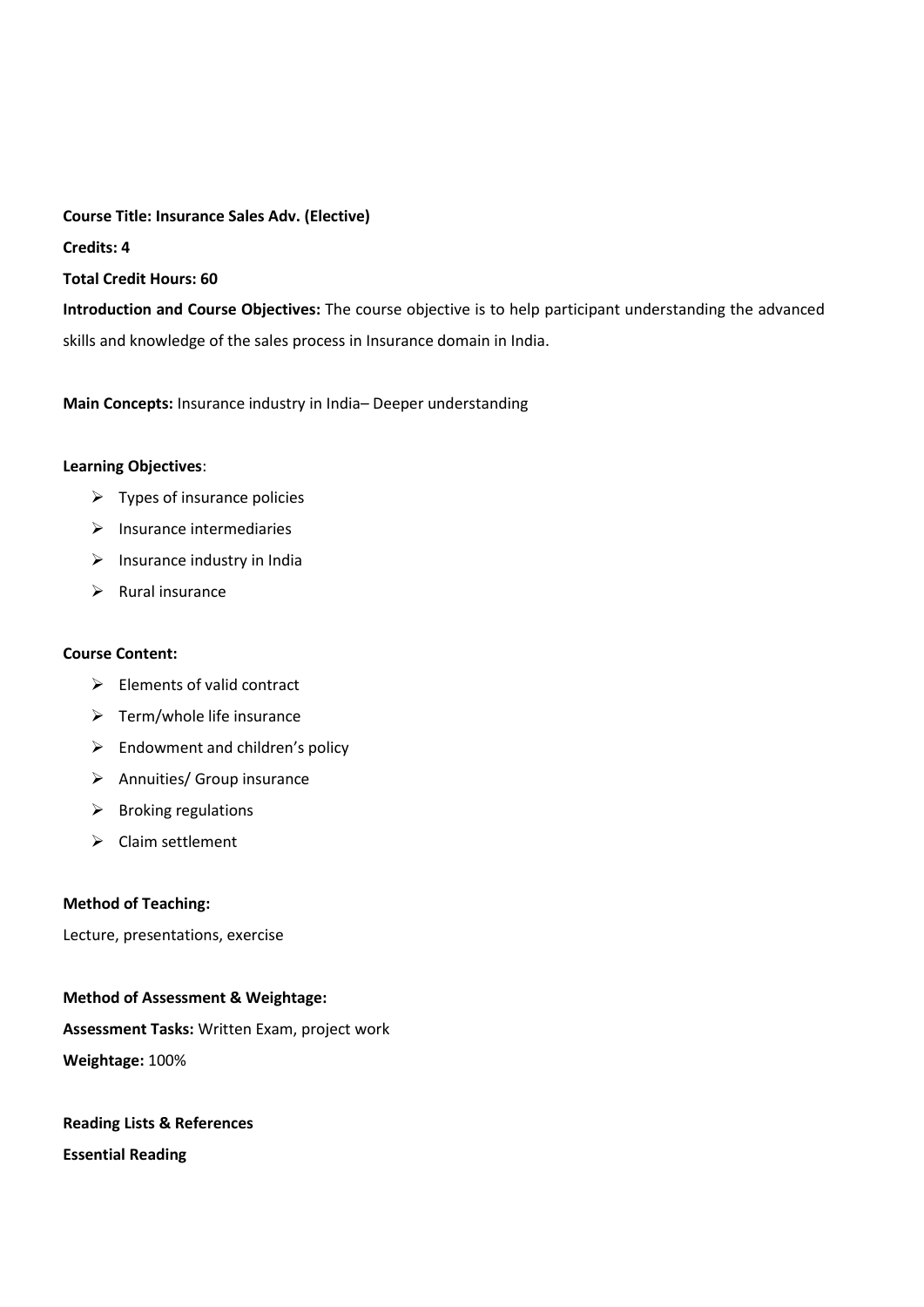**Course Title: Insurance Sales Adv. (Elective)**

**Credits: 4**

**Total Credit Hours: 60**

**Introduction and Course Objectives:** The course objective is to help participant understanding the advanced skills and knowledge of the sales process in Insurance domain in India.

**Main Concepts:** Insurance industry in India– Deeper understanding

**Learning Objectives**:

- Types of insurance policies
- Insurance intermediaries
- Insurance industry in India
- Rural insurance

**Course Content:**

- Elements of valid contract
- Term/whole life insurance
- Endowment and children's policy
- Annuities/ Group insurance
- Broking regulations
- Claim settlement

**Method of Teaching:**

Lecture, presentations, exercise

**Method of Assessment & Weightage:**

**Assessment Tasks:** Written Exam, project work

**Weightage:** 100%

**Reading Lists & References**

**Essential Reading**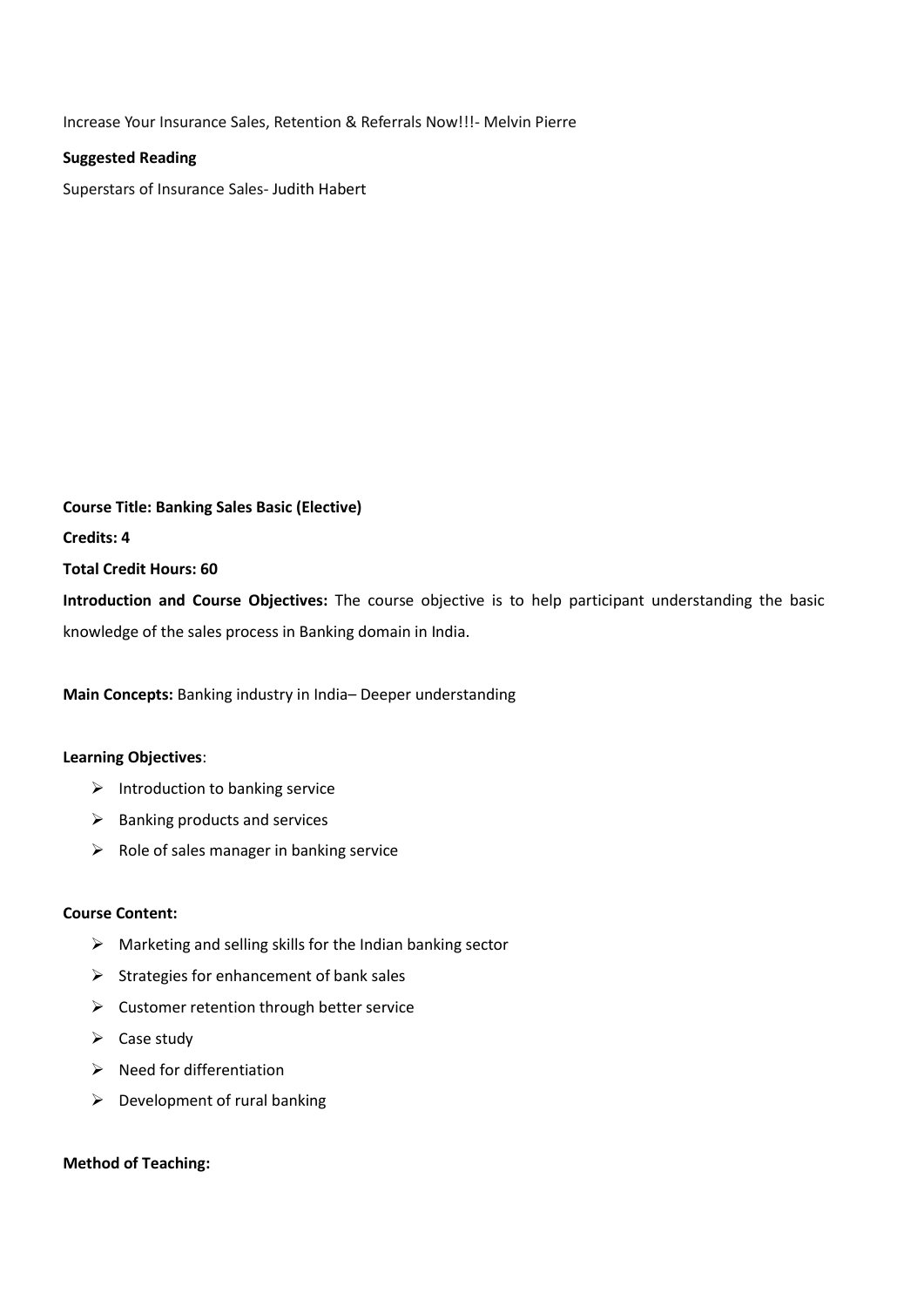Increase Your Insurance Sales, Retention & Referrals Now!!!- Melvin Pierre

**Suggested Reading**

Superstars of Insurance Sales- Judith Habert

**Course Title: Banking Sales Basic (Elective)**

**Credits: 4**

**Total Credit Hours: 60**

**Introduction and Course Objectives:** The course objective is to help participant understanding the basic knowledge of the sales process in Banking domain in India.

**Main Concepts:** Banking industry in India– Deeper understanding

**Learning Objectives**:

- Introduction to banking service
- Banking products and services
- Role of sales manager in banking service

**Course Content:**

- Marketing and selling skills for the Indian banking sector
- Strategies for enhancement of bank sales
- Customer retention through better service
- Case study
- Need for differentiation
- Development of rural banking

**Method of Teaching:**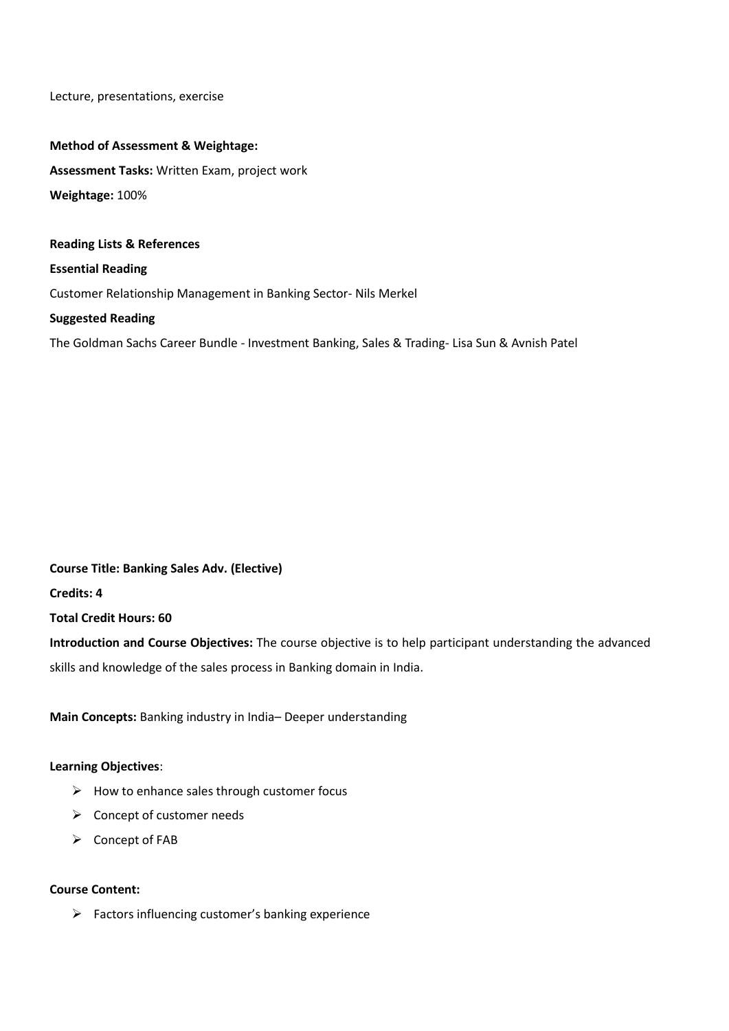Lecture, presentations, exercise

**Method of Assessment & Weightage:**

**Assessment Tasks:** Written Exam, project work

**Weightage:** 100%

**Reading Lists & References**

**Essential Reading**

Customer Relationship Management in Banking Sector- Nils Merkel

**Suggested Reading**

The Goldman Sachs Career Bundle - Investment Banking, Sales & Trading- Lisa Sun & Avnish Patel

**Course Title: Banking Sales Adv. (Elective)**

**Credits: 4**

**Total Credit Hours: 60**

**Introduction and Course Objectives:** The course objective is to help participant understanding the advanced skills and knowledge of the sales process in Banking domain in India.

**Main Concepts:** Banking industry in India– Deeper understanding

**Learning Objectives**:

- How to enhance sales through customer focus
- Concept of customer needs
- Concept of FAB

**Course Content:**

- Factors influencing customer's banking experience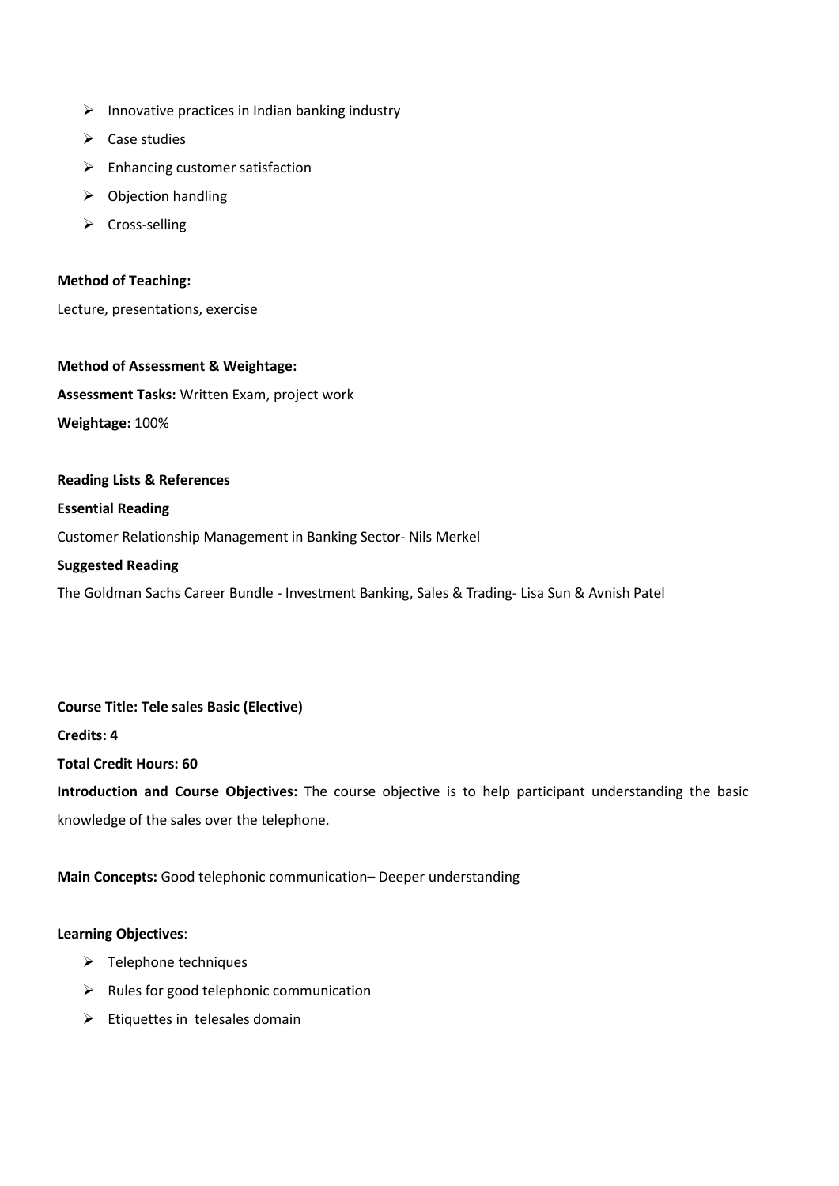- Innovative practices in Indian banking industry
- Case studies
- Enhancing customer satisfaction
- Objection handling
- Cross-selling

**Method of Teaching:**

Lecture, presentations, exercise

**Method of Assessment & Weightage:**

**Assessment Tasks:** Written Exam, project work

**Weightage:** 100%

**Reading Lists & References**

**Essential Reading**

Customer Relationship Management in Banking Sector- Nils Merkel

**Suggested Reading**

The Goldman Sachs Career Bundle - Investment Banking, Sales & Trading- Lisa Sun & Avnish Patel

**Course Title: Tele sales Basic (Elective)**

**Credits: 4**

**Total Credit Hours: 60**

**Introduction and Course Objectives:** The course objective is to help participant understanding the basic knowledge of the sales over the telephone.

**Main Concepts:** Good telephonic communication– Deeper understanding

**Learning Objectives**:

- Telephone techniques
- Rules for good telephonic communication
- Etiquettes in telesales domain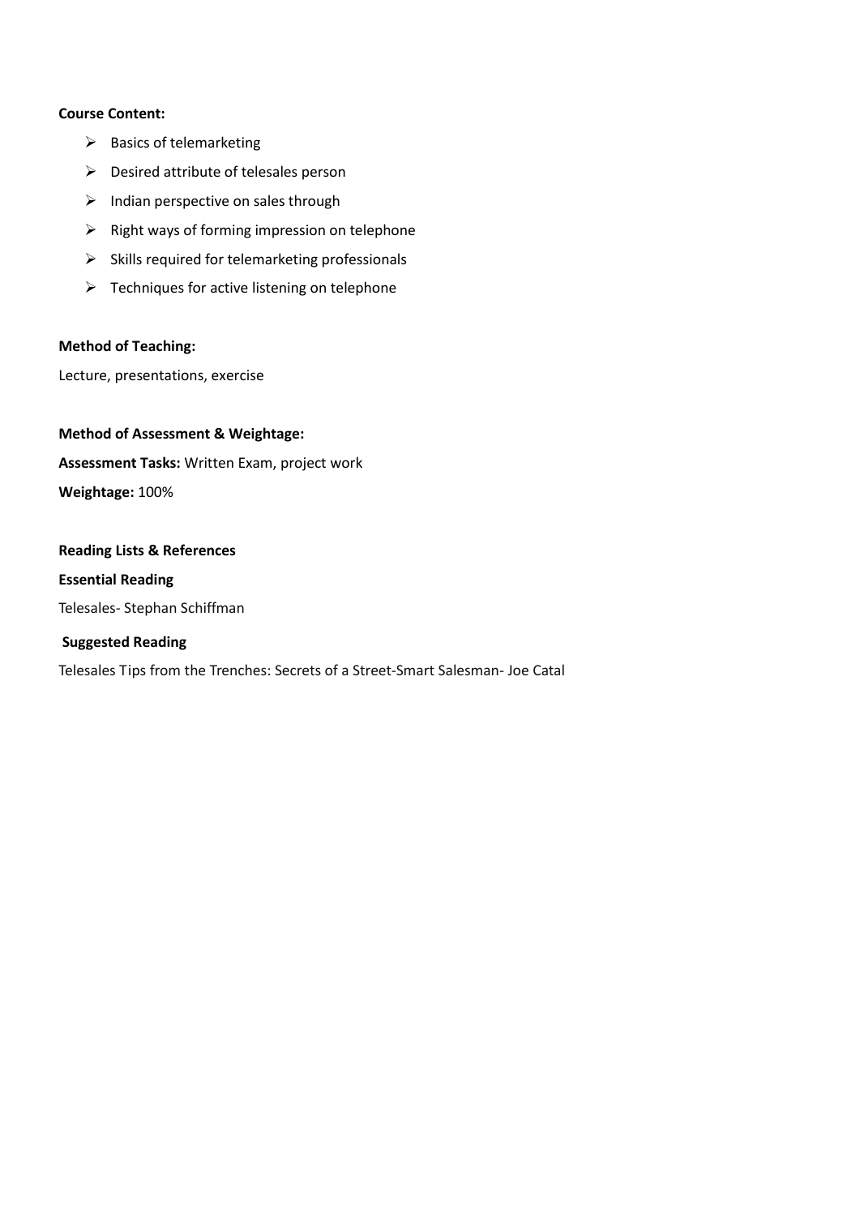**Course Content:**

- Basics of telemarketing
- Desired attribute of telesales person
- Indian perspective on sales through
- Right ways of forming impression on telephone
- Skills required for telemarketing professionals
- Techniques for active listening on telephone

**Method of Teaching:**

Lecture, presentations, exercise

**Method of Assessment & Weightage:**

**Assessment Tasks:** Written Exam, project work

**Weightage:** 100%

**Reading Lists & References**

**Essential Reading**

Telesales- Stephan Schiffman

**Suggested Reading**

Telesales Tips from the Trenches: Secrets of a Street-Smart Salesman- Joe Catal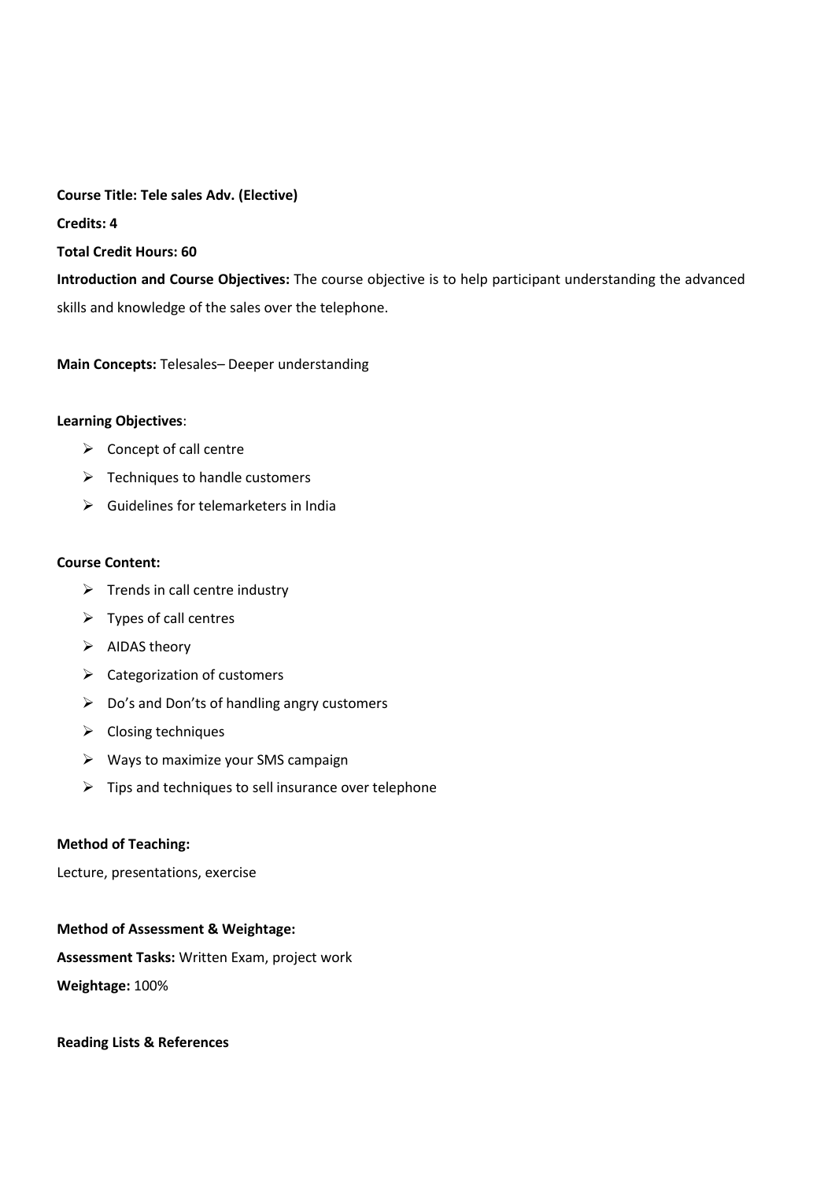**Course Title: Tele sales Adv. (Elective)**

**Credits: 4**

**Total Credit Hours: 60**

**Introduction and Course Objectives:** The course objective is to help participant understanding the advanced skills and knowledge of the sales over the telephone.

**Main Concepts:** Telesales– Deeper understanding

**Learning Objectives**:

- Concept of call centre
- Techniques to handle customers
- Guidelines for telemarketers in India

**Course Content:**

- Trends in call centre industry
- Types of call centres
- AIDAS theory
- Categorization of customers
- Do's and Don'ts of handling angry customers
- Closing techniques
- Ways to maximize your SMS campaign
- Tips and techniques to sell insurance over telephone

**Method of Teaching:**

Lecture, presentations, exercise

**Method of Assessment & Weightage:**

**Assessment Tasks:** Written Exam, project work

**Weightage:** 100%

**Reading Lists & References**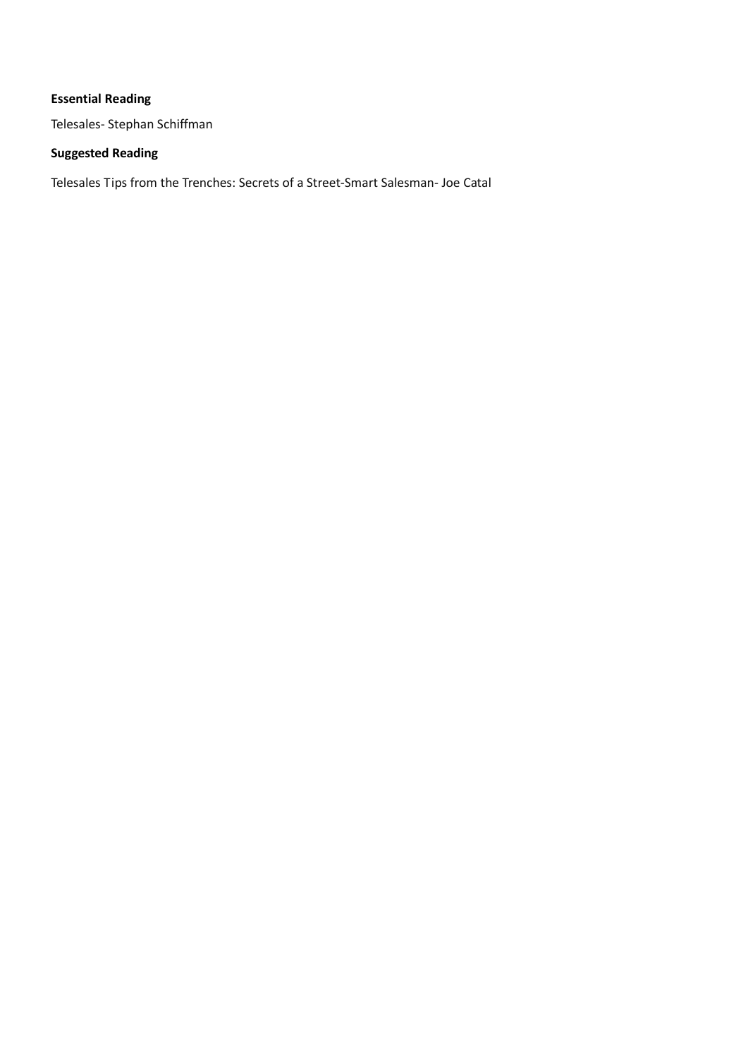**Essential Reading**

Telesales- Stephan Schiffman

**Suggested Reading**

Telesales Tips from the Trenches: Secrets of a Street-Smart Salesman- Joe Catal